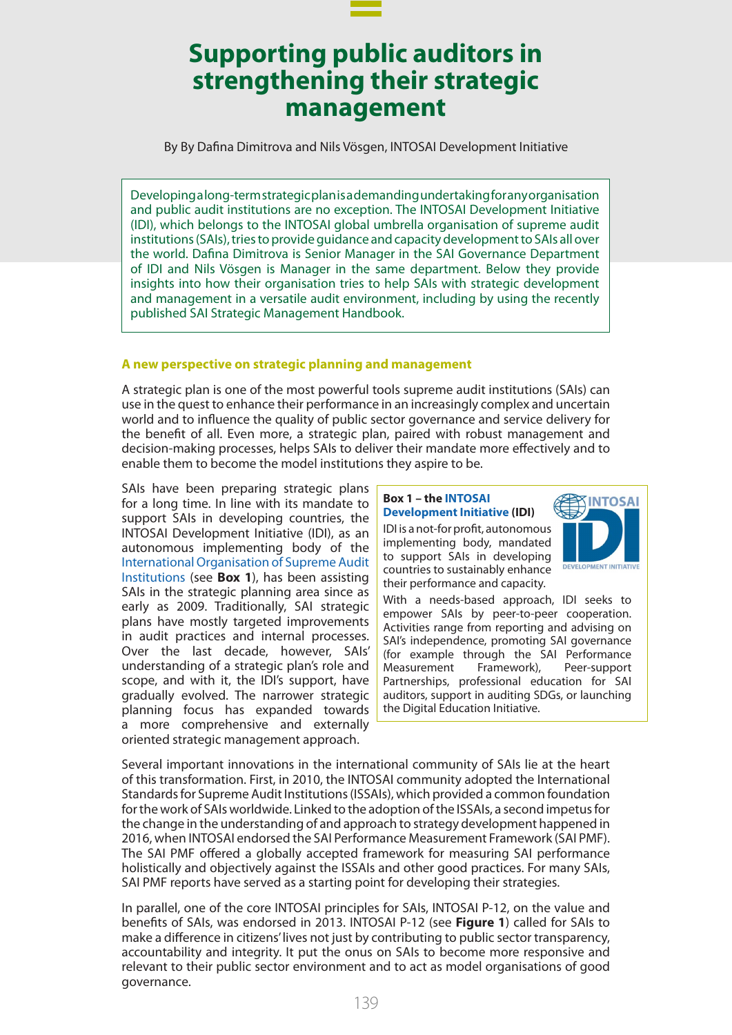# Supporting public auditors in strengthening their strategic management

By By Dafina Dimitrova and Nils Vösgen, INTOSAI Development Initiative

> Developing a long-term strategic plan is a demanding undertaking for any organisation and public audit institutions are no exception. The INTOSAI Development Initiative (IDI), which belongs to the INTOSAI global umbrella organisation of supreme audit institutions (SAIs), tries to provide guidance and capacity development to SAIs all over the world. Dafina Dimitrova is Senior Manager in the SAI Governance Department of IDI and Nils Vösgen is Manager in the same department. Below they provide insights into how their organisation tries to help SAIs with strategic development and management in a versatile audit environment, including by using the recently published SAI Strategic Management Handbook.

### A new perspective on strategic planning and management

A strategic plan is one of the most powerful tools supreme audit institutions (SAIs) can use in the quest to enhance their performance in an increasingly complex and uncertain world and to influence the quality of public sector governance and service delivery for the benefit of all. Even more, a strategic plan, paired with robust management and decision-making processes, helps SAIs to deliver their mandate more effectively and to enable them to become the model institutions they aspire to be.

SAIs have been preparing strategic plans for a long time. In line with its mandate to support SAIs in developing countries, the INTOSAI Development Initiative (IDI), as an autonomous implementing body of the International Organisation of Supreme Audit Institutions (see **Box 1**), has been assisting SAIs in the strategic planning area since as early as 2009. Traditionally, SAI strategic plans have mostly targeted improvements in audit practices and internal processes. Over the last decade, however, SAIs' understanding of a strategic plan's role and scope, and with it, the IDI's support, have gradually evolved. The narrower strategic planning focus has expanded towards a more comprehensive and externally oriented strategic management approach.

> **Box 1 – the INTOSAI Development Initiative (IDI)**
>
> IDI is a not-for profit, autonomous implementing body, mandated to support SAIs in developing countries to sustainably enhance their performance and capacity.
>
> With a needs-based approach, IDI seeks to empower SAIs by peer-to-peer cooperation. Activities range from reporting and advising on SAI's independence, promoting SAI governance (for example through the SAI Performance Measurement Framework), Peer-support Partnerships, professional education for SAI auditors, support in auditing SDGs, or launching the Digital Education Initiative.

Several important innovations in the international community of SAIs lie at the heart of this transformation. First, in 2010, the INTOSAI community adopted the International Standards for Supreme Audit Institutions (ISSAIs), which provided a common foundation for the work of SAIs worldwide. Linked to the adoption of the ISSAIs, a second impetus for the change in the understanding of and approach to strategy development happened in 2016, when INTOSAI endorsed the SAI Performance Measurement Framework (SAI PMF). The SAI PMF offered a globally accepted framework for measuring SAI performance holistically and objectively against the ISSAIs and other good practices. For many SAIs, SAI PMF reports have served as a starting point for developing their strategies.

In parallel, one of the core INTOSAI principles for SAIs, INTOSAI P-12, on the value and benefits of SAIs, was endorsed in 2013. INTOSAI P-12 (see **Figure 1**) called for SAIs to make a difference in citizens' lives not just by contributing to public sector transparency, accountability and integrity. It put the onus on SAIs to become more responsive and relevant to their public sector environment and to act as model organisations of good governance.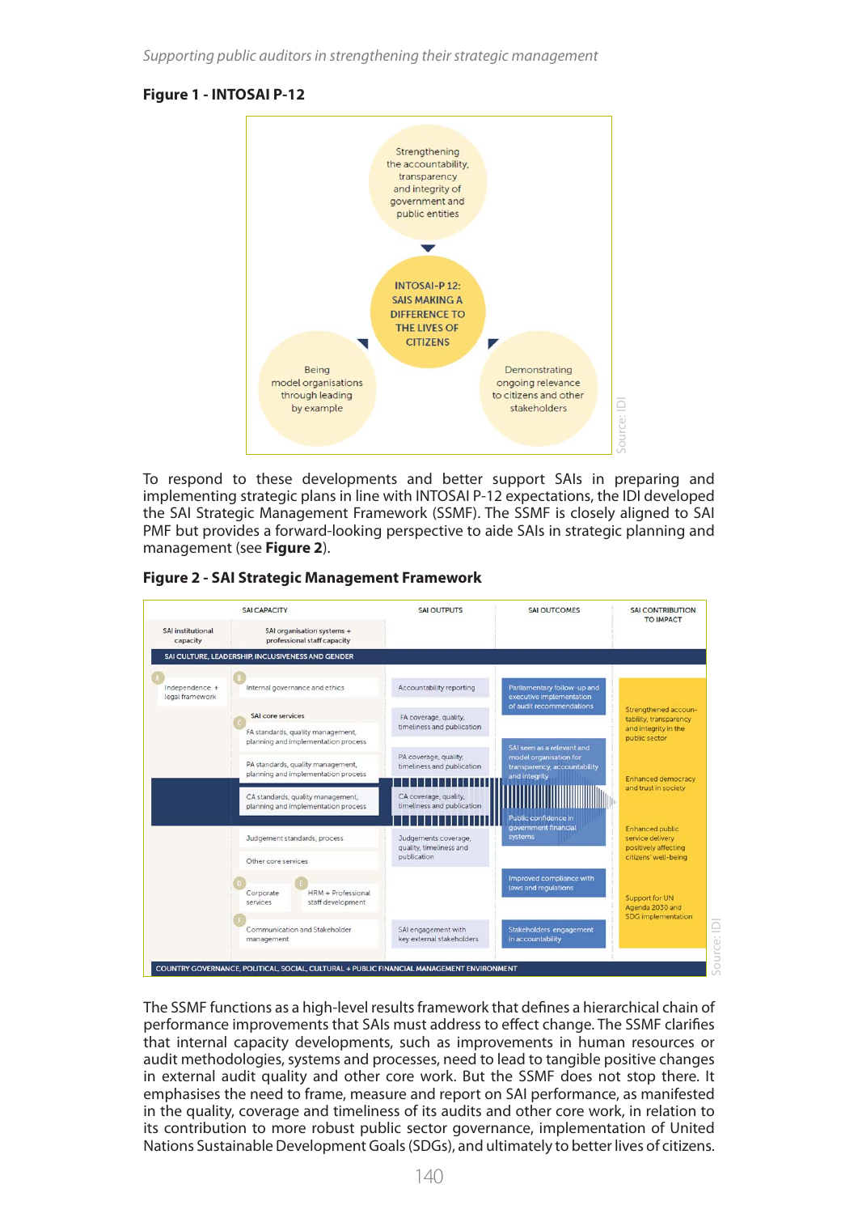**Figure 1 - INTOSAI P-12**

Strengthening the accountability, transparency and integrity of government and public entities

INTOSAI-P 12: SAIS MAKING A DIFFERENCE TO THE LIVES OF CITIZENS

Being model organisations through leading by example

Demonstrating ongoing relevance to citizens and other stakeholders

Source: IDI

To respond to these developments and better support SAIs in preparing and implementing strategic plans in line with INTOSAI P-12 expectations, the IDI developed the SAI Strategic Management Framework (SSMF). The SSMF is closely aligned to SAI PMF but provides a forward-looking perspective to aide SAIs in strategic planning and management (see **Figure 2**).

**Figure 2 - SAI Strategic Management Framework**

| SAI CAPACITY | | SAI OUTPUTS | SAI OUTCOMES | SAI CONTRIBUTION TO IMPACT |
|---|---|---|---|---|
| SAI institutional capacity | SAI organisation systems + professional staff capacity | | | |
| SAI CULTURE, LEADERSHIP, INCLUSIVENESS AND GENDER | | | | |
| A Independence + legal framework | B Internal governance and ethics | Accountability reporting | Parliamentary follow-up and executive implementation of audit recommendations | Strengthened accountability, transparency and integrity in the public sector |
| | C SAI core services: FA standards, quality management, planning and implementation process | FA coverage, quality, timeliness and publication | SAI seen as a relevant and model organisation for transparency, accountability and integrity | |
| | PA standards, quality management, planning and implementation process | PA coverage, quality, timeliness and publication | | Enhanced democracy and trust in society |
| | CA standards, quality management, planning and implementation process | CA coverage, quality, timeliness and publication | Public confidence in government financial systems | |
| | Judgement standards, process | Judgements coverage, quality, timeliness and publication | | Enhanced public service delivery positively affecting citizens' well-being |
| | Other core services | | | |
| | D Corporate services; E HRM + Professional staff development | | Improved compliance with laws and regulations | Support for UN Agenda 2030 and SDG implementation |
| | F Communication and Stakeholder management | SAI engagement with key external stakeholders | Stakeholders engagement in accountability | |
| COUNTRY GOVERNANCE, POLITICAL, SOCIAL, CULTURAL + PUBLIC FINANCIAL MANAGEMENT ENVIRONMENT | | | | |

Source: IDI

The SSMF functions as a high-level results framework that defines a hierarchical chain of performance improvements that SAIs must address to effect change. The SSMF clarifies that internal capacity developments, such as improvements in human resources or audit methodologies, systems and processes, need to lead to tangible positive changes in external audit quality and other core work. But the SSMF does not stop there. It emphasises the need to frame, measure and report on SAI performance, as manifested in the quality, coverage and timeliness of its audits and other core work, in relation to its contribution to more robust public sector governance, implementation of United Nations Sustainable Development Goals (SDGs), and ultimately to better lives of citizens.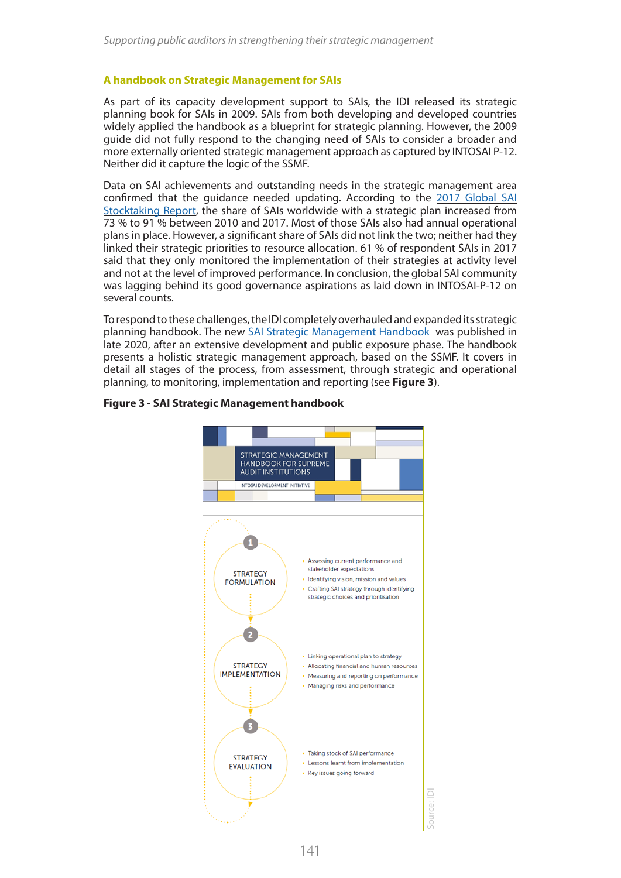## A handbook on Strategic Management for SAIs

As part of its capacity development support to SAIs, the IDI released its strategic planning book for SAIs in 2009. SAIs from both developing and developed countries widely applied the handbook as a blueprint for strategic planning. However, the 2009 guide did not fully respond to the changing need of SAIs to consider a broader and more externally oriented strategic management approach as captured by INTOSAI P-12. Neither did it capture the logic of the SSMF.

Data on SAI achievements and outstanding needs in the strategic management area confirmed that the guidance needed updating. According to the 2017 Global SAI Stocktaking Report, the share of SAIs worldwide with a strategic plan increased from 73 % to 91 % between 2010 and 2017. Most of those SAIs also had annual operational plans in place. However, a significant share of SAIs did not link the two; neither had they linked their strategic priorities to resource allocation. 61 % of respondent SAIs in 2017 said that they only monitored the implementation of their strategies at activity level and not at the level of improved performance. In conclusion, the global SAI community was lagging behind its good governance aspirations as laid down in INTOSAI-P-12 on several counts.

To respond to these challenges, the IDI completely overhauled and expanded its strategic planning handbook. The new SAI Strategic Management Handbook was published in late 2020, after an extensive development and public exposure phase. The handbook presents a holistic strategic management approach, based on the SSMF. It covers in detail all stages of the process, from assessment, through strategic and operational planning, to monitoring, implementation and reporting (see **Figure 3**).

**Figure 3 - SAI Strategic Management handbook**

STRATEGIC MANAGEMENT HANDBOOK FOR SUPREME AUDIT INSTITUTIONS

INTOSAI DEVELOPMENT INITIATIVE

1 STRATEGY FORMULATION
- Assessing current performance and stakeholder expectations
- Identifying vision, mission and values
- Crafting SAI strategy through identifying strategic choices and prioritisation

2 STRATEGY IMPLEMENTATION
- Linking operational plan to strategy
- Allocating financial and human resources
- Measuring and reporting on performance
- Managing risks and performance

3 STRATEGY EVALUATION
- Taking stock of SAI performance
- Lessons learnt from implementation
- Key issues going forward

Source: IDI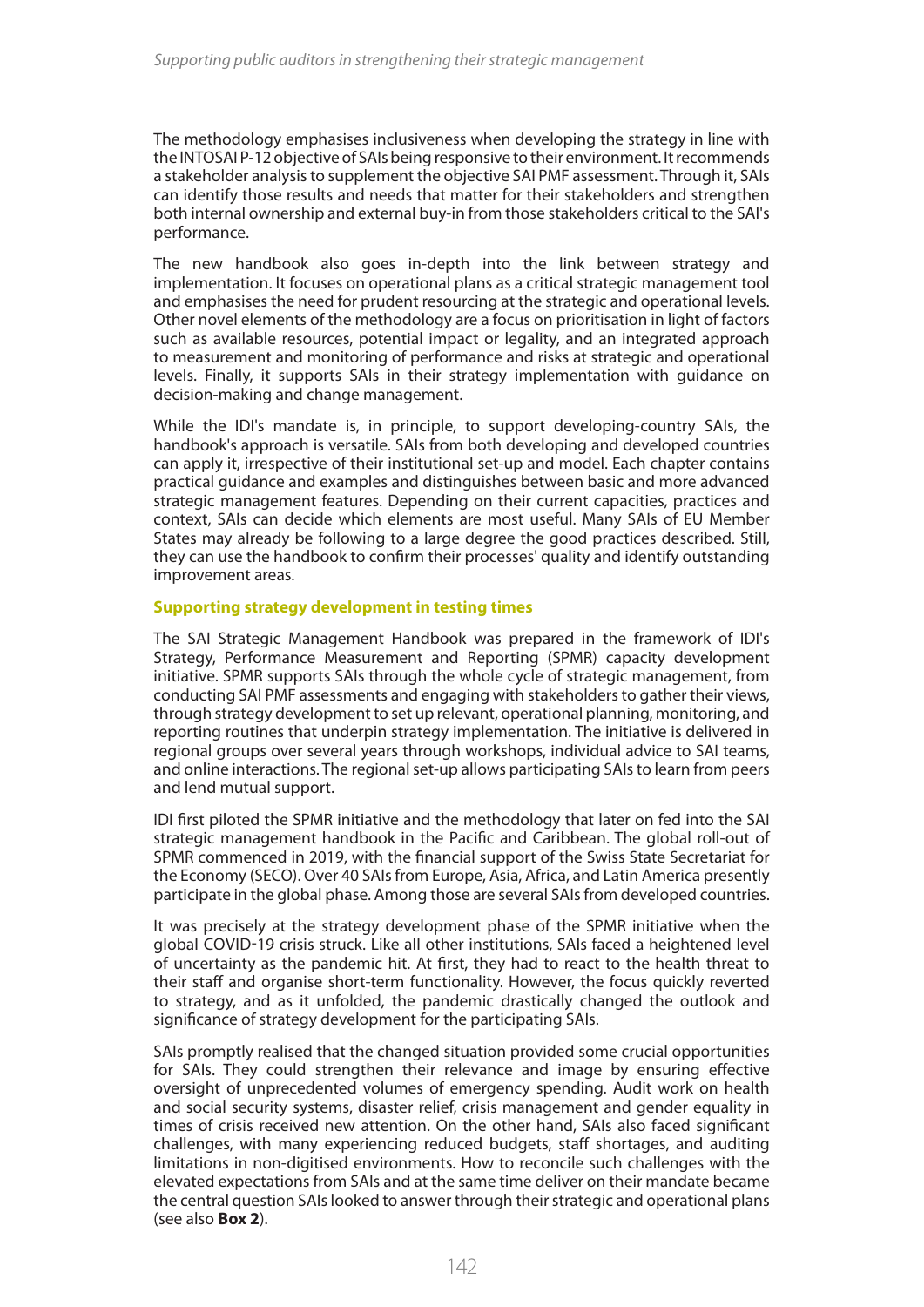The methodology emphasises inclusiveness when developing the strategy in line with the INTOSAI P-12 objective of SAIs being responsive to their environment. It recommends a stakeholder analysis to supplement the objective SAI PMF assessment. Through it, SAIs can identify those results and needs that matter for their stakeholders and strengthen both internal ownership and external buy-in from those stakeholders critical to the SAI's performance.

The new handbook also goes in-depth into the link between strategy and implementation. It focuses on operational plans as a critical strategic management tool and emphasises the need for prudent resourcing at the strategic and operational levels. Other novel elements of the methodology are a focus on prioritisation in light of factors such as available resources, potential impact or legality, and an integrated approach to measurement and monitoring of performance and risks at strategic and operational levels. Finally, it supports SAIs in their strategy implementation with guidance on decision-making and change management.

While the IDI's mandate is, in principle, to support developing-country SAIs, the handbook's approach is versatile. SAIs from both developing and developed countries can apply it, irrespective of their institutional set-up and model. Each chapter contains practical guidance and examples and distinguishes between basic and more advanced strategic management features. Depending on their current capacities, practices and context, SAIs can decide which elements are most useful. Many SAIs of EU Member States may already be following to a large degree the good practices described. Still, they can use the handbook to confirm their processes' quality and identify outstanding improvement areas.

### Supporting strategy development in testing times

The SAI Strategic Management Handbook was prepared in the framework of IDI's Strategy, Performance Measurement and Reporting (SPMR) capacity development initiative. SPMR supports SAIs through the whole cycle of strategic management, from conducting SAI PMF assessments and engaging with stakeholders to gather their views, through strategy development to set up relevant, operational planning, monitoring, and reporting routines that underpin strategy implementation. The initiative is delivered in regional groups over several years through workshops, individual advice to SAI teams, and online interactions. The regional set-up allows participating SAIs to learn from peers and lend mutual support.

IDI first piloted the SPMR initiative and the methodology that later on fed into the SAI strategic management handbook in the Pacific and Caribbean. The global roll-out of SPMR commenced in 2019, with the financial support of the Swiss State Secretariat for the Economy (SECO). Over 40 SAIs from Europe, Asia, Africa, and Latin America presently participate in the global phase. Among those are several SAIs from developed countries.

It was precisely at the strategy development phase of the SPMR initiative when the global COVID-19 crisis struck. Like all other institutions, SAIs faced a heightened level of uncertainty as the pandemic hit. At first, they had to react to the health threat to their staff and organise short-term functionality. However, the focus quickly reverted to strategy, and as it unfolded, the pandemic drastically changed the outlook and significance of strategy development for the participating SAIs.

SAIs promptly realised that the changed situation provided some crucial opportunities for SAIs. They could strengthen their relevance and image by ensuring effective oversight of unprecedented volumes of emergency spending. Audit work on health and social security systems, disaster relief, crisis management and gender equality in times of crisis received new attention. On the other hand, SAIs also faced significant challenges, with many experiencing reduced budgets, staff shortages, and auditing limitations in non-digitised environments. How to reconcile such challenges with the elevated expectations from SAIs and at the same time deliver on their mandate became the central question SAIs looked to answer through their strategic and operational plans (see also **Box 2**).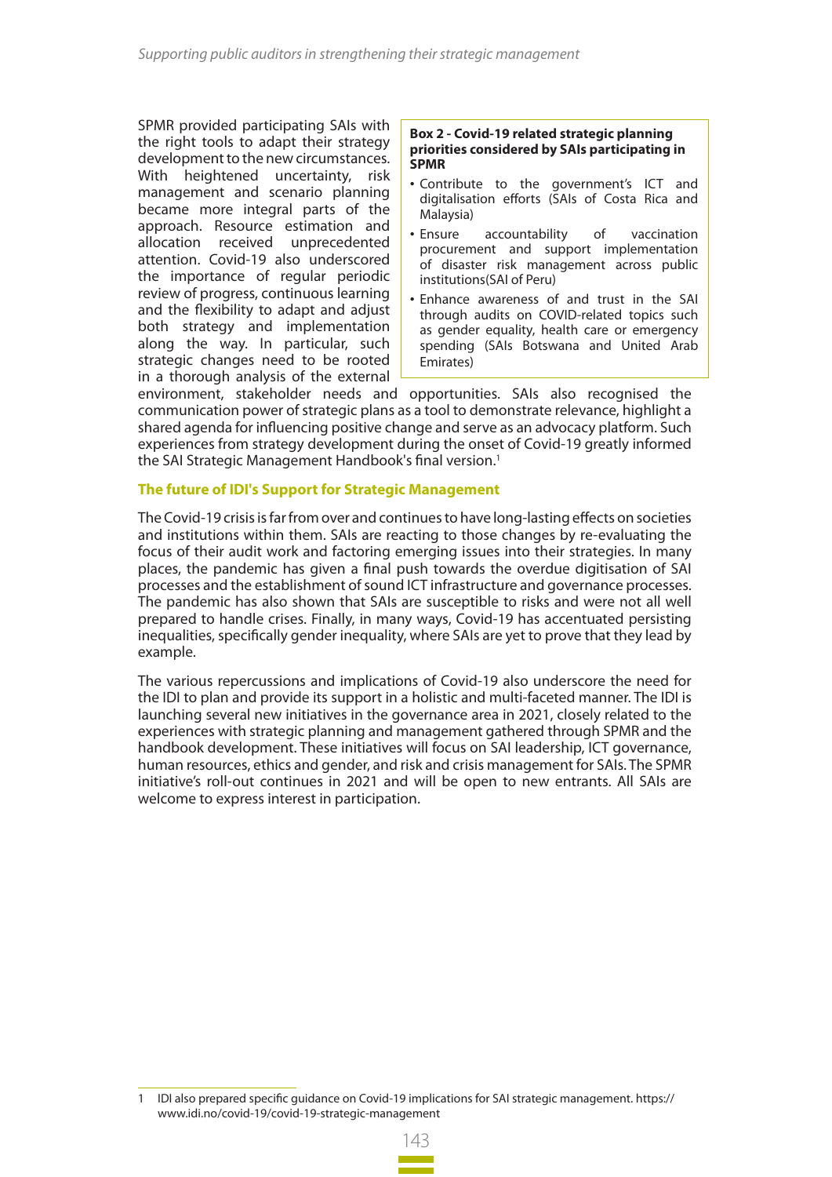SPMR provided participating SAIs with the right tools to adapt their strategy development to the new circumstances. With heightened uncertainty, risk management and scenario planning became more integral parts of the approach. Resource estimation and allocation received unprecedented attention. Covid-19 also underscored the importance of regular periodic review of progress, continuous learning and the flexibility to adapt and adjust both strategy and implementation along the way. In particular, such strategic changes need to be rooted in a thorough analysis of the external environment, stakeholder needs and opportunities. SAIs also recognised the communication power of strategic plans as a tool to demonstrate relevance, highlight a shared agenda for influencing positive change and serve as an advocacy platform. Such experiences from strategy development during the onset of Covid-19 greatly informed the SAI Strategic Management Handbook's final version.[1]

> **Box 2 - Covid-19 related strategic planning priorities considered by SAIs participating in SPMR**
>
> - Contribute to the government's ICT and digitalisation efforts (SAIs of Costa Rica and Malaysia)
> - Ensure accountability of vaccination procurement and support implementation of disaster risk management across public institutions(SAI of Peru)
> - Enhance awareness of and trust in the SAI through audits on COVID-related topics such as gender equality, health care or emergency spending (SAIs Botswana and United Arab Emirates)

### The future of IDI's Support for Strategic Management

The Covid-19 crisis is far from over and continues to have long-lasting effects on societies and institutions within them. SAIs are reacting to those changes by re-evaluating the focus of their audit work and factoring emerging issues into their strategies. In many places, the pandemic has given a final push towards the overdue digitisation of SAI processes and the establishment of sound ICT infrastructure and governance processes. The pandemic has also shown that SAIs are susceptible to risks and were not all well prepared to handle crises. Finally, in many ways, Covid-19 has accentuated persisting inequalities, specifically gender inequality, where SAIs are yet to prove that they lead by example.

The various repercussions and implications of Covid-19 also underscore the need for the IDI to plan and provide its support in a holistic and multi-faceted manner. The IDI is launching several new initiatives in the governance area in 2021, closely related to the experiences with strategic planning and management gathered through SPMR and the handbook development. These initiatives will focus on SAI leadership, ICT governance, human resources, ethics and gender, and risk and crisis management for SAIs. The SPMR initiative's roll-out continues in 2021 and will be open to new entrants. All SAIs are welcome to express interest in participation.

---

1 IDI also prepared specific guidance on Covid-19 implications for SAI strategic management. https://www.idi.no/covid-19/covid-19-strategic-management